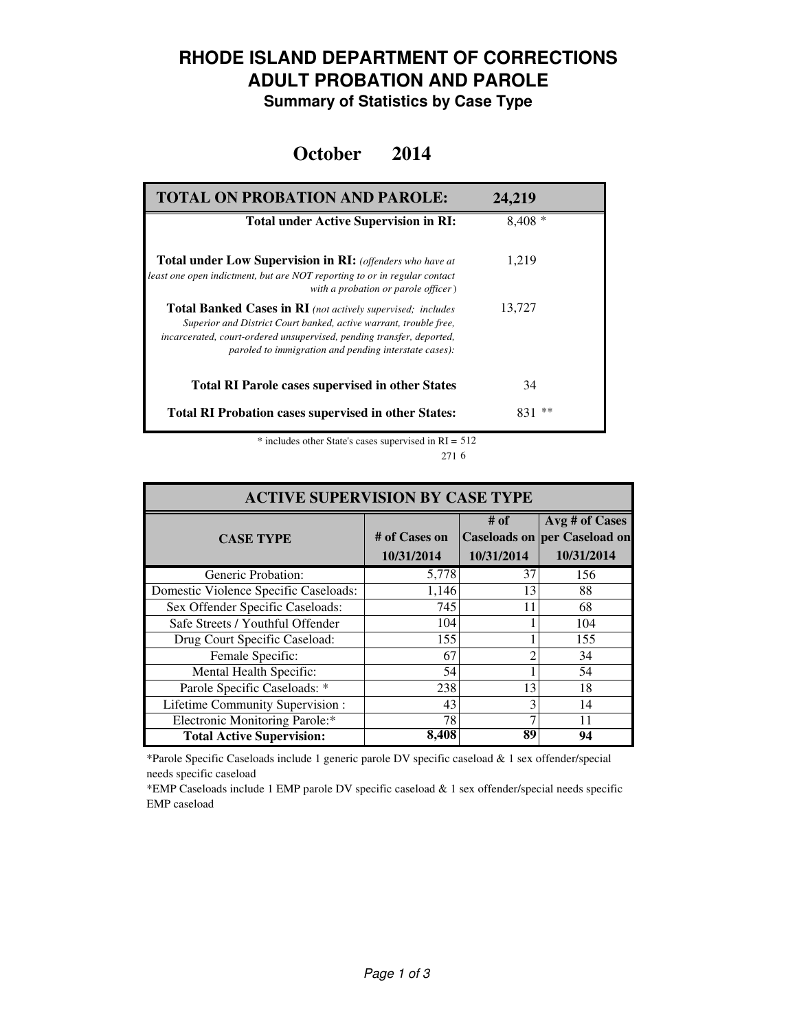# RHODE ISLAND DEPARTMENT OF CORRECTIONS
# ADULT PROBATION AND PAROLE
### Summary of Statistics by Case Type

## October 2014

| TOTAL ON PROBATION AND PAROLE: | 24,219 |
|---|---|
| **Total under Active Supervision in RI:** | 8,408 * |
| **Total under Low Supervision in RI:** *(offenders who have at least one open indictment, but are NOT reporting to or in regular contact with a probation or parole officer)* | 1,219 |
| **Total Banked Cases in RI** *(not actively supervised; includes Superior and District Court banked, active warrant, trouble free, incarcerated, court-ordered unsupervised, pending transfer, deported, paroled to immigration and pending interstate cases):* | 13,727 |
| **Total RI Parole cases supervised in other States** | 34 |
| **Total RI Probation cases supervised in other States:** | 831 ** |

\* includes other State's cases supervised in RI = 512

271 6

| ACTIVE SUPERVISION BY CASE TYPE | | | |
|---|---|---|---|
| **CASE TYPE** | **# of Cases on 10/31/2014** | **# of Caseloads on 10/31/2014** | **Avg # of Cases per Caseload on 10/31/2014** |
| Generic Probation: | 5,778 | 37 | 156 |
| Domestic Violence Specific Caseloads: | 1,146 | 13 | 88 |
| Sex Offender Specific Caseloads: | 745 | 11 | 68 |
| Safe Streets / Youthful Offender | 104 | 1 | 104 |
| Drug Court Specific Caseload: | 155 | 1 | 155 |
| Female Specific: | 67 | 2 | 34 |
| Mental Health Specific: | 54 | 1 | 54 |
| Parole Specific Caseloads: * | 238 | 13 | 18 |
| Lifetime Community Supervision : | 43 | 3 | 14 |
| Electronic Monitoring Parole:* | 78 | 7 | 11 |
| **Total Active Supervision:** | **8,408** | **89** | **94** |

*Parole Specific Caseloads include 1 generic parole DV specific caseload & 1 sex offender/special needs specific caseload

*EMP Caseloads include 1 EMP parole DV specific caseload & 1 sex offender/special needs specific EMP caseload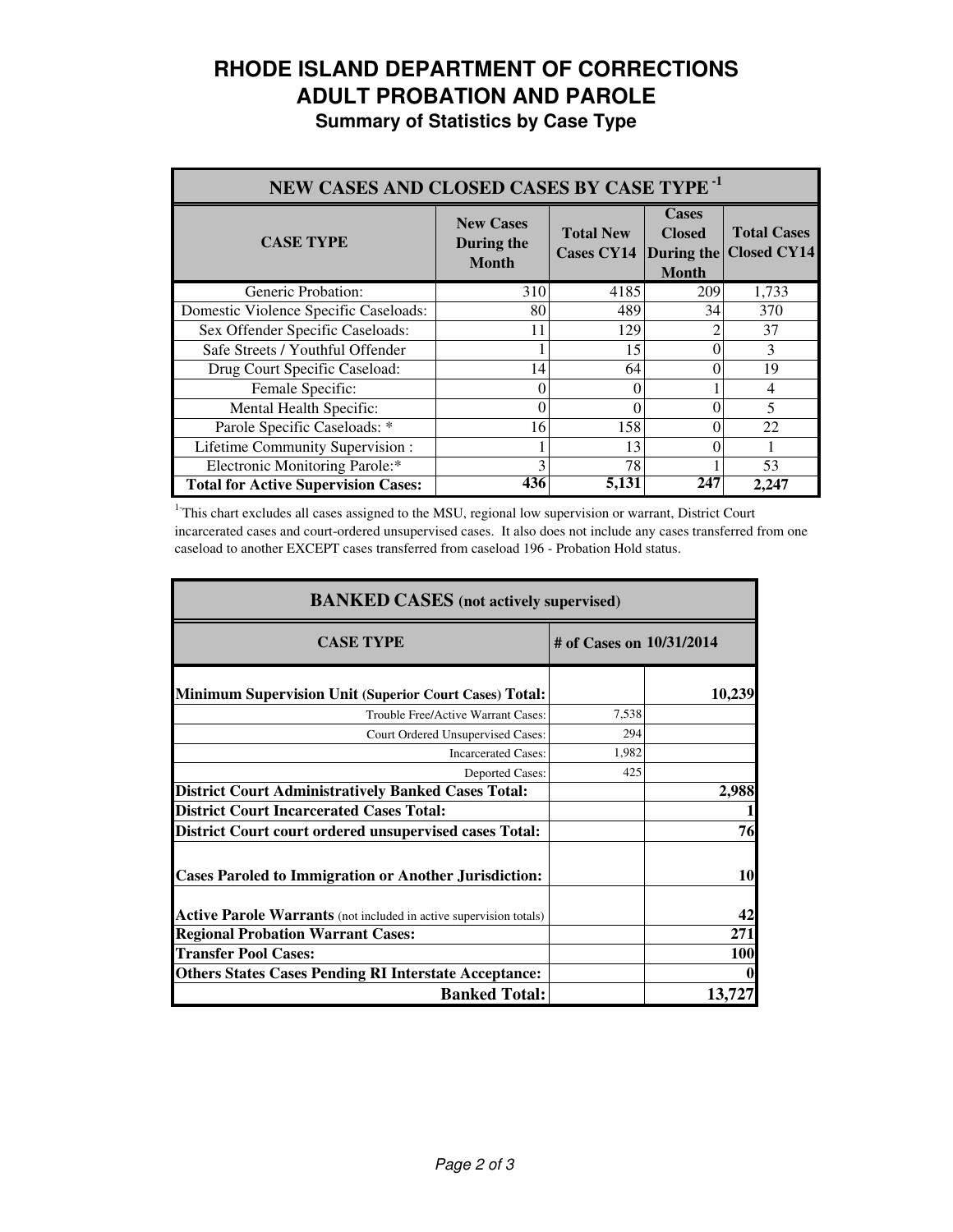# RHODE ISLAND DEPARTMENT OF CORRECTIONS
# ADULT PROBATION AND PAROLE
## Summary of Statistics by Case Type

| NEW CASES AND CLOSED CASES BY CASE TYPE [-1] | | | | |
|---|---|---|---|---|
| **CASE TYPE** | **New Cases During the Month** | **Total New Cases CY14** | **Cases Closed During the Month** | **Total Cases Closed CY14** |
| Generic Probation: | 310 | 4185 | 209 | 1,733 |
| Domestic Violence Specific Caseloads: | 80 | 489 | 34 | 370 |
| Sex Offender Specific Caseloads: | 11 | 129 | 2 | 37 |
| Safe Streets / Youthful Offender | 1 | 15 | 0 | 3 |
| Drug Court Specific Caseload: | 14 | 64 | 0 | 19 |
| Female Specific: | 0 | 0 | 1 | 4 |
| Mental Health Specific: | 0 | 0 | 0 | 5 |
| Parole Specific Caseloads: * | 16 | 158 | 0 | 22 |
| Lifetime Community Supervision : | 1 | 13 | 0 | 1 |
| Electronic Monitoring Parole:* | 3 | 78 | 1 | 53 |
| **Total for Active Supervision Cases:** | **436** | **5,131** | **247** | **2,247** |

[1-]This chart excludes all cases assigned to the MSU, regional low supervision or warrant, District Court incarcerated cases and court-ordered unsupervised cases. It also does not include any cases transferred from one caseload to another EXCEPT cases transferred from caseload 196 - Probation Hold status.

| BANKED CASES (not actively supervised) | | |
|---|---|---|
| **CASE TYPE** | **# of Cases on 10/31/2014** | |
| **Minimum Supervision Unit (Superior Court Cases) Total:** | | **10,239** |
| Trouble Free/Active Warrant Cases: | 7,538 | |
| Court Ordered Unsupervised Cases: | 294 | |
| Incarcerated Cases: | 1,982 | |
| Deported Cases: | 425 | |
| **District Court Administratively Banked Cases Total:** | | **2,988** |
| **District Court Incarcerated Cases Total:** | | **1** |
| **District Court court ordered unsupervised cases Total:** | | **76** |
| **Cases Paroled to Immigration or Another Jurisdiction:** | | **10** |
| **Active Parole Warrants** (not included in active supervision totals) | | **42** |
| **Regional Probation Warrant Cases:** | | **271** |
| **Transfer Pool Cases:** | | **100** |
| **Others States Cases Pending RI Interstate Acceptance:** | | **0** |
| **Banked Total:** | | **13,727** |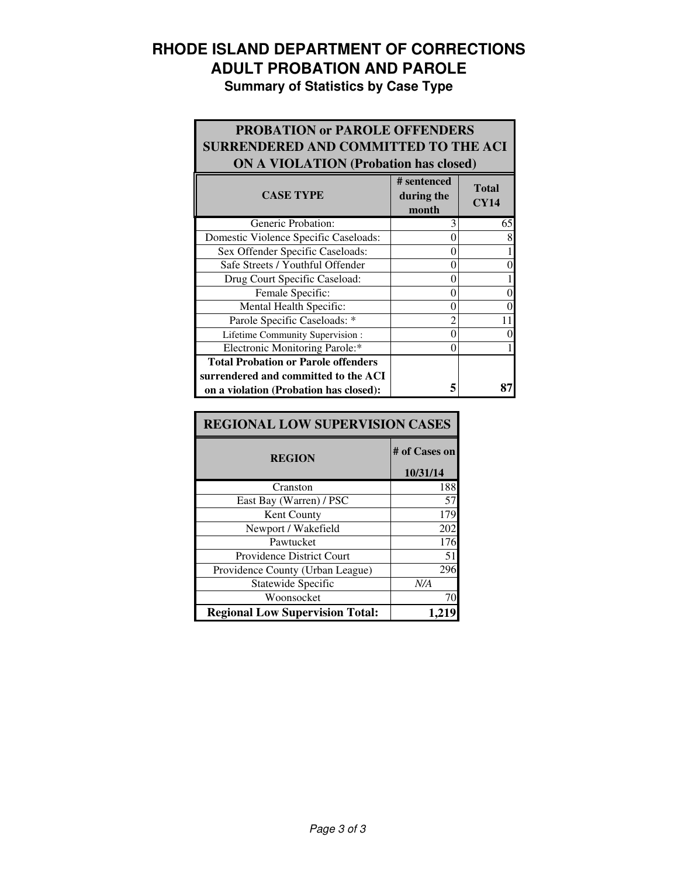# RHODE ISLAND DEPARTMENT OF CORRECTIONS
## ADULT PROBATION AND PAROLE
### Summary of Statistics by Case Type

| PROBATION or PAROLE OFFENDERS SURRENDERED AND COMMITTED TO THE ACI ON A VIOLATION (Probation has closed) | | |
|---|---|---|
| **CASE TYPE** | **# sentenced during the month** | **Total CY14** |
| Generic Probation: | 3 | 65 |
| Domestic Violence Specific Caseloads: | 0 | 8 |
| Sex Offender Specific Caseloads: | 0 | 1 |
| Safe Streets / Youthful Offender | 0 | 0 |
| Drug Court Specific Caseload: | 0 | 1 |
| Female Specific: | 0 | 0 |
| Mental Health Specific: | 0 | 0 |
| Parole Specific Caseloads: * | 2 | 11 |
| Lifetime Community Supervision : | 0 | 0 |
| Electronic Monitoring Parole:* | 0 | 1 |
| **Total Probation or Parole offenders surrendered and committed to the ACI on a violation (Probation has closed):** | **5** | **87** |

| REGIONAL LOW SUPERVISION CASES | |
|---|---|
| **REGION** | **# of Cases on 10/31/14** |
| Cranston | 188 |
| East Bay (Warren) / PSC | 57 |
| Kent County | 179 |
| Newport / Wakefield | 202 |
| Pawtucket | 176 |
| Providence District Court | 51 |
| Providence County (Urban League) | 296 |
| Statewide Specific | *N/A* |
| Woonsocket | 70 |
| **Regional Low Supervision Total:** | **1,219** |